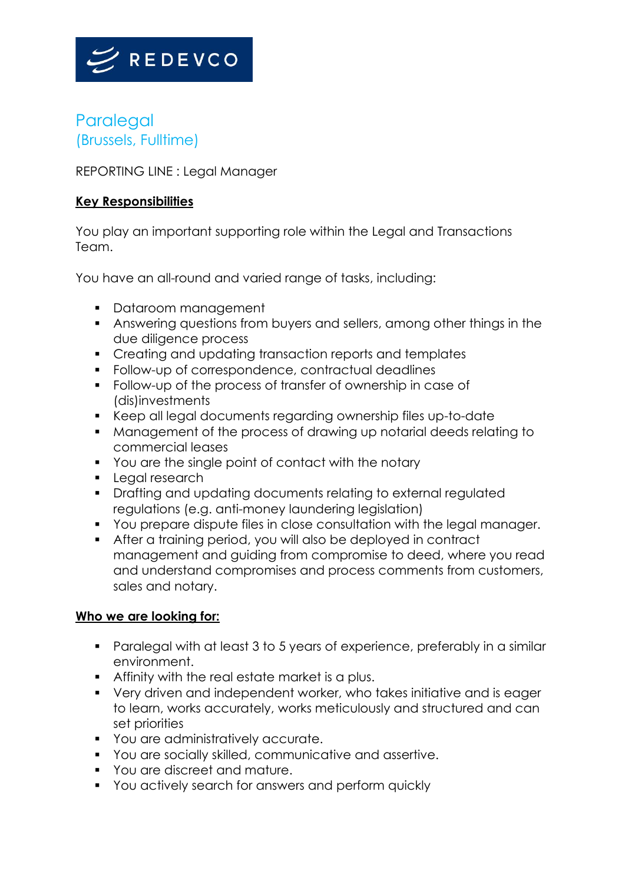REDEVCO

# Paralegal
## (Brussels, Fulltime)

REPORTING LINE : Legal Manager

**Key Responsibilities**

You play an important supporting role within the Legal and Transactions Team.

You have an all-round and varied range of tasks, including:

- Dataroom management
- Answering questions from buyers and sellers, among other things in the due diligence process
- Creating and updating transaction reports and templates
- Follow-up of correspondence, contractual deadlines
- Follow-up of the process of transfer of ownership in case of (dis)investments
- Keep all legal documents regarding ownership files up-to-date
- Management of the process of drawing up notarial deeds relating to commercial leases
- You are the single point of contact with the notary
- Legal research
- Drafting and updating documents relating to external regulated regulations (e.g. anti-money laundering legislation)
- You prepare dispute files in close consultation with the legal manager.
- After a training period, you will also be deployed in contract management and guiding from compromise to deed, where you read and understand compromises and process comments from customers, sales and notary.

**Who we are looking for:**

- Paralegal with at least 3 to 5 years of experience, preferably in a similar environment.
- Affinity with the real estate market is a plus.
- Very driven and independent worker, who takes initiative and is eager to learn, works accurately, works meticulously and structured and can set priorities
- You are administratively accurate.
- You are socially skilled, communicative and assertive.
- You are discreet and mature.
- You actively search for answers and perform quickly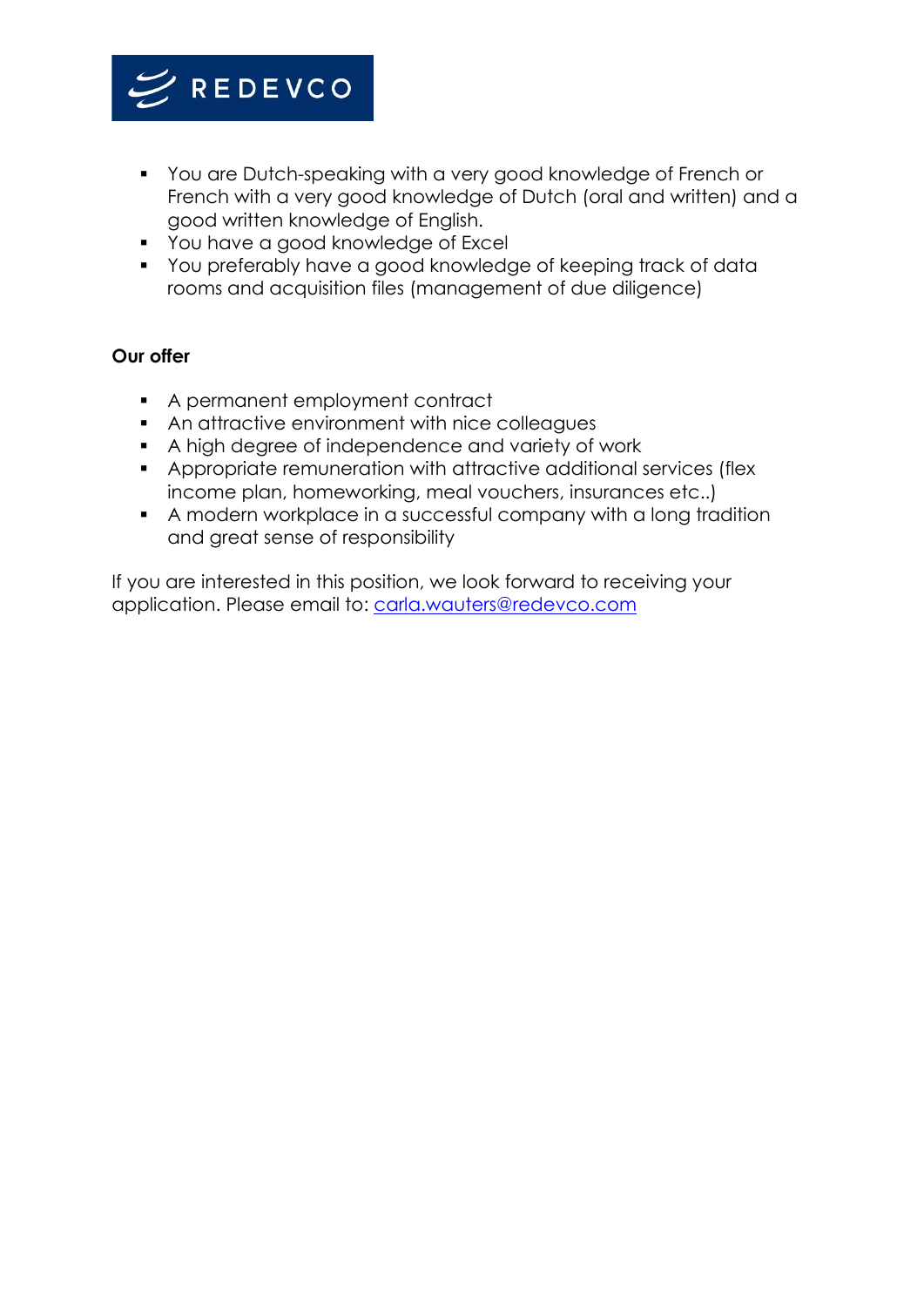- You are Dutch-speaking with a very good knowledge of French or French with a very good knowledge of Dutch (oral and written) and a good written knowledge of English.
- You have a good knowledge of Excel
- You preferably have a good knowledge of keeping track of data rooms and acquisition files (management of due diligence)

**Our offer**

- A permanent employment contract
- An attractive environment with nice colleagues
- A high degree of independence and variety of work
- Appropriate remuneration with attractive additional services (flex income plan, homeworking, meal vouchers, insurances etc..)
- A modern workplace in a successful company with a long tradition and great sense of responsibility

If you are interested in this position, we look forward to receiving your application. Please email to: carla.wauters@redevco.com